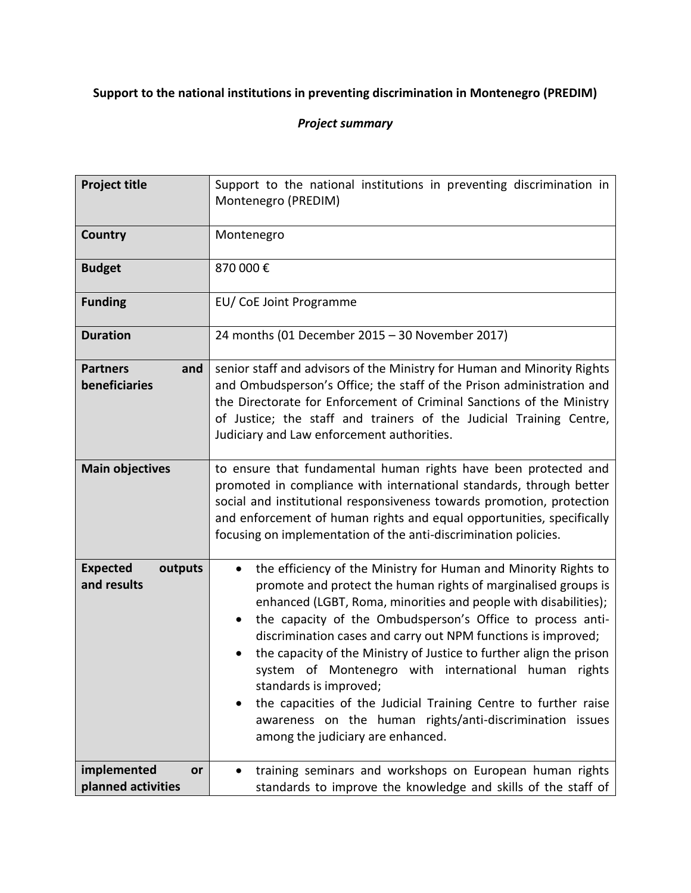**Support to the national institutions in preventing discrimination in Montenegro (PREDIM)**

***Project summary***

| **Project title** | Support to the national institutions in preventing discrimination in Montenegro (PREDIM) |
|---|---|
| **Country** | Montenegro |
| **Budget** | 870 000 € |
| **Funding** | EU/ CoE Joint Programme |
| **Duration** | 24 months (01 December 2015 – 30 November 2017) |
| **Partners and beneficiaries** | senior staff and advisors of the Ministry for Human and Minority Rights and Ombudsperson's Office; the staff of the Prison administration and the Directorate for Enforcement of Criminal Sanctions of the Ministry of Justice; the staff and trainers of the Judicial Training Centre, Judiciary and Law enforcement authorities. |
| **Main objectives** | to ensure that fundamental human rights have been protected and promoted in compliance with international standards, through better social and institutional responsiveness towards promotion, protection and enforcement of human rights and equal opportunities, specifically focusing on implementation of the anti-discrimination policies. |
| **Expected outputs and results** | • the efficiency of the Ministry for Human and Minority Rights to promote and protect the human rights of marginalised groups is enhanced (LGBT, Roma, minorities and people with disabilities);<br>• the capacity of the Ombudsperson's Office to process anti-discrimination cases and carry out NPM functions is improved;<br>• the capacity of the Ministry of Justice to further align the prison system of Montenegro with international human rights standards is improved;<br>• the capacities of the Judicial Training Centre to further raise awareness on the human rights/anti-discrimination issues among the judiciary are enhanced. |
| **implemented or planned activities** | • training seminars and workshops on European human rights standards to improve the knowledge and skills of the staff of |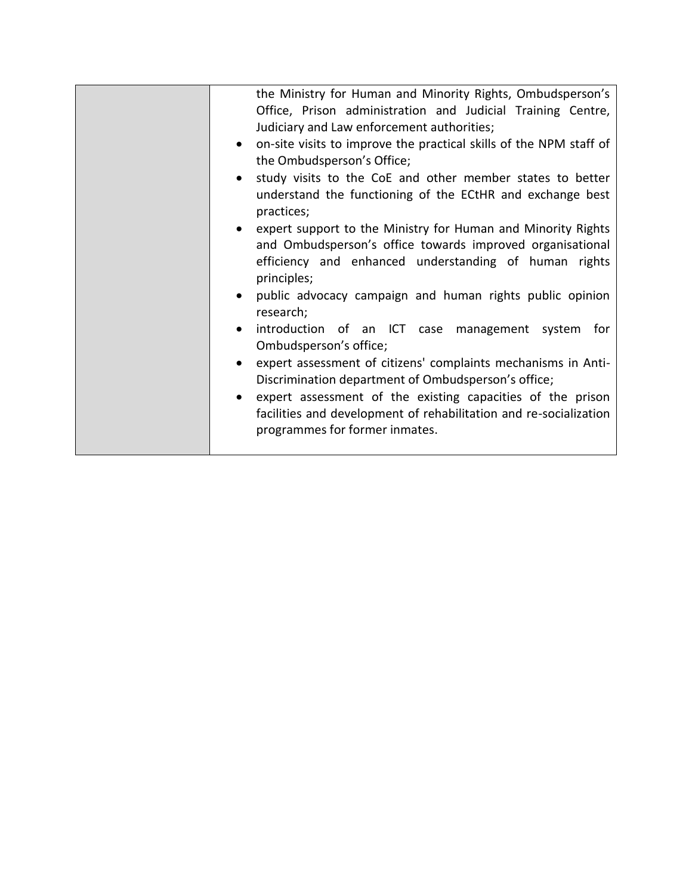| | |
|---|---|
| | the Ministry for Human and Minority Rights, Ombudsperson's Office, Prison administration and Judicial Training Centre, Judiciary and Law enforcement authorities;<br>• on-site visits to improve the practical skills of the NPM staff of the Ombudsperson's Office;<br>• study visits to the CoE and other member states to better understand the functioning of the ECtHR and exchange best practices;<br>• expert support to the Ministry for Human and Minority Rights and Ombudsperson's office towards improved organisational efficiency and enhanced understanding of human rights principles;<br>• public advocacy campaign and human rights public opinion research;<br>• introduction of an ICT case management system for Ombudsperson's office;<br>• expert assessment of citizens' complaints mechanisms in Anti-Discrimination department of Ombudsperson's office;<br>• expert assessment of the existing capacities of the prison facilities and development of rehabilitation and re-socialization programmes for former inmates. |